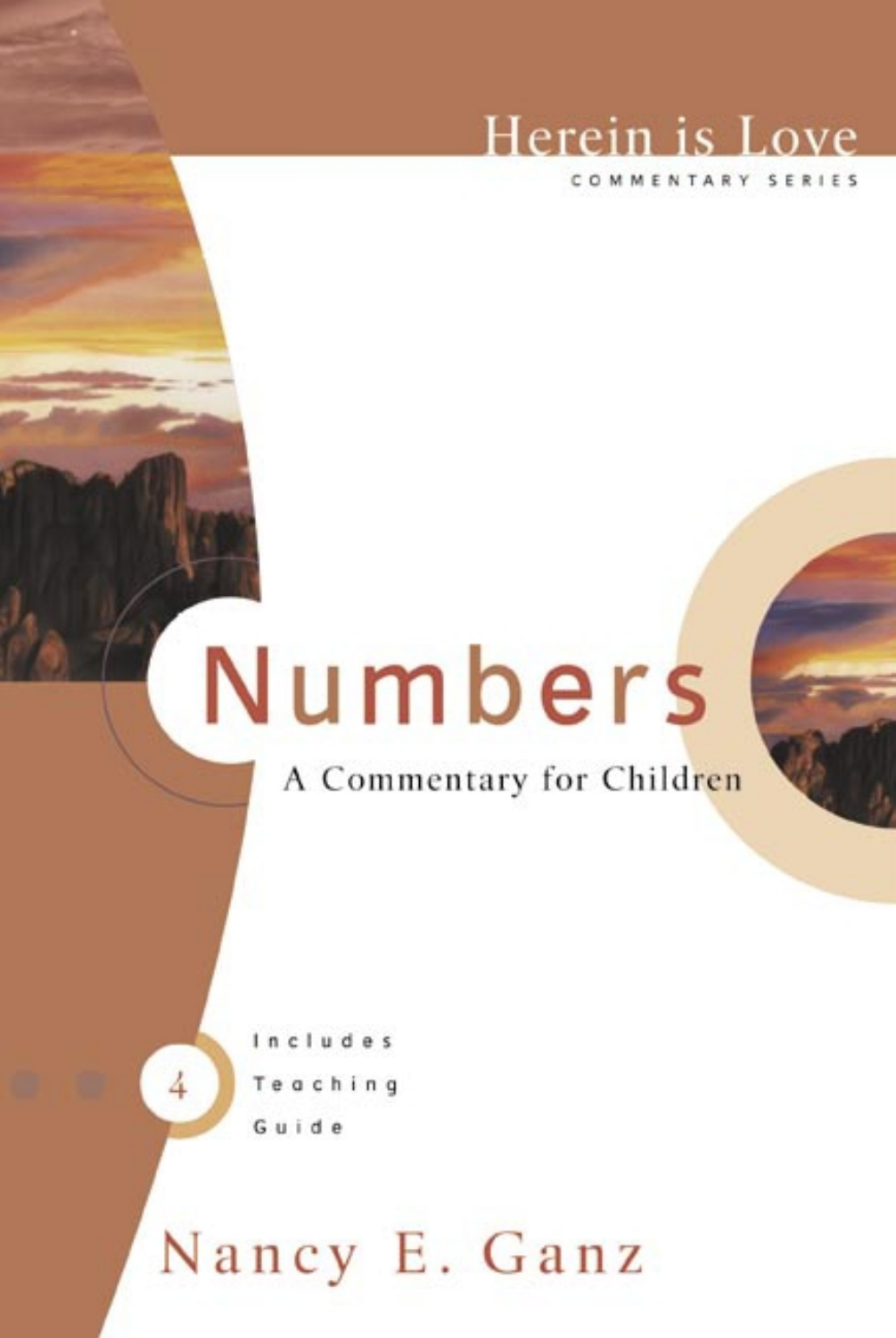Herein is Love

COMMENTARY SERIES

# Numbers

## A Commentary for Children

4

Includes Teaching Guide

Nancy E. Ganz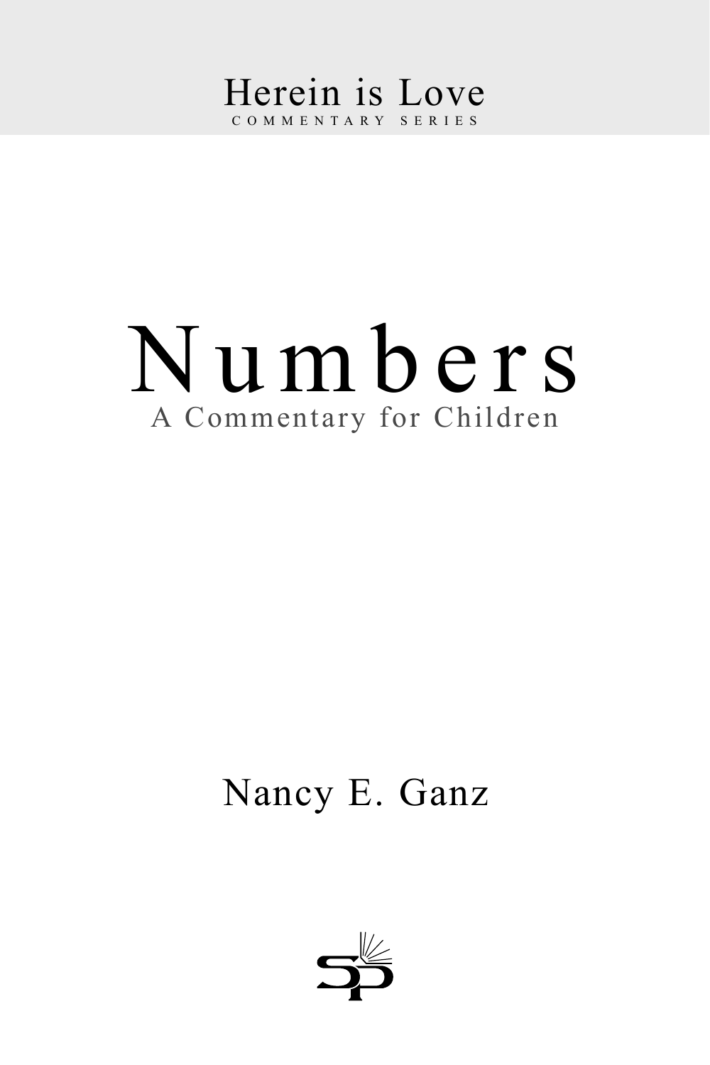Herein is Love

COMMENTARY SERIES

# Numbers

A Commentary for Children

Nancy E. Ganz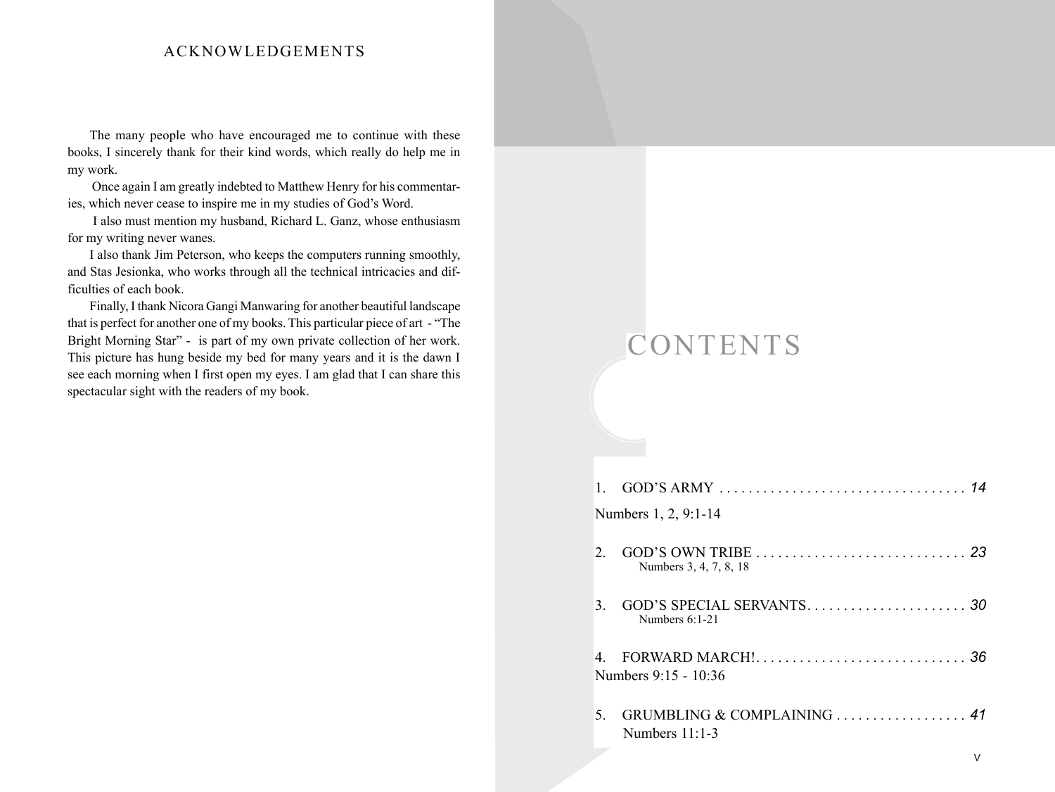# ACKNOWLEDGEMENTS

The many people who have encouraged me to continue with these books, I sincerely thank for their kind words, which really do help me in my work.

Once again I am greatly indebted to Matthew Henry for his commentaries, which never cease to inspire me in my studies of God's Word.

I also must mention my husband, Richard L. Ganz, whose enthusiasm for my writing never wanes.

I also thank Jim Peterson, who keeps the computers running smoothly, and Stas Jesionka, who works through all the technical intricacies and difficulties of each book.

Finally, I thank Nicora Gangi Manwaring for another beautiful landscape that is perfect for another one of my books. This particular piece of art - "The Bright Morning Star" - is part of my own private collection of her work. This picture has hung beside my bed for many years and it is the dawn I see each morning when I first open my eyes. I am glad that I can share this spectacular sight with the readers of my book.

# CONTENTS

1. GOD'S ARMY .................................. *14*
   Numbers 1, 2, 9:1-14

2. GOD'S OWN TRIBE ............................ *23*
   Numbers 3, 4, 7, 8, 18

3. GOD'S SPECIAL SERVANTS...................... *30*
   Numbers 6:1-21

4. FORWARD MARCH!............................. *36*
   Numbers 9:15 - 10:36

5. GRUMBLING & COMPLAINING .................. *41*
   Numbers 11:1-3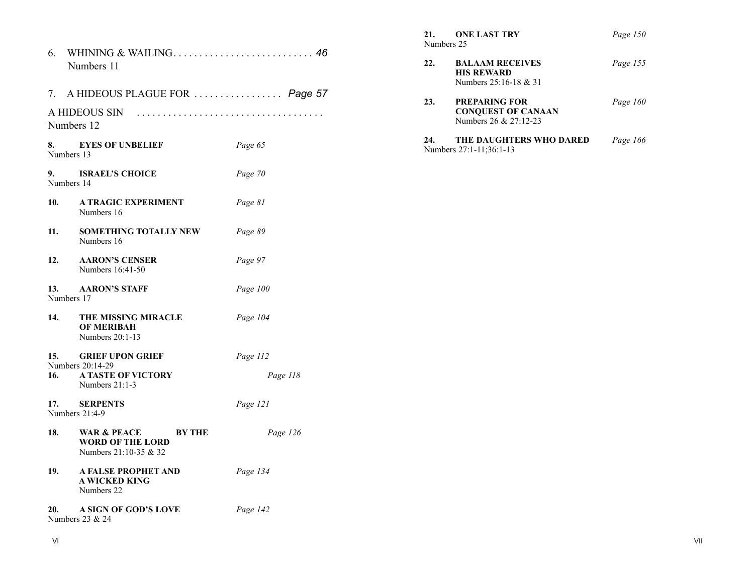6. WHINING & WAILING. . . . . . . . . . . . . . . . . . . . . . . . . . . *46*
Numbers 11

7. A HIDEOUS PLAGUE FOR . . . . . . . . . . . . . . . . . *Page 57*

A HIDEOUS SIN . . . . . . . . . . . . . . . . . . . . . . . . . . . . . . . . . . . .
Numbers 12

**8. EYES OF UNBELIEF** *Page 65*
Numbers 13

**9. ISRAEL'S CHOICE** *Page 70*
Numbers 14

**10. A TRAGIC EXPERIMENT** *Page 81*
Numbers 16

**11. SOMETHING TOTALLY NEW** *Page 89*
Numbers 16

**12. AARON'S CENSER** *Page 97*
Numbers 16:41-50

**13. AARON'S STAFF** *Page 100*
Numbers 17

**14. THE MISSING MIRACLE OF MERIBAH** *Page 104*
Numbers 20:1-13

**15. GRIEF UPON GRIEF** *Page 112*
Numbers 20:14-29

**16. A TASTE OF VICTORY** *Page 118*
Numbers 21:1-3

**17. SERPENTS** *Page 121*
Numbers 21:4-9

**18. WAR & PEACE BY THE WORD OF THE LORD** *Page 126*
Numbers 21:10-35 & 32

**19. A FALSE PROPHET AND A WICKED KING** *Page 134*
Numbers 22

**20. A SIGN OF GOD'S LOVE** *Page 142*
Numbers 23 & 24

**21. ONE LAST TRY** *Page 150*
Numbers 25

**22. BALAAM RECEIVES HIS REWARD** *Page 155*
Numbers 25:16-18 & 31

**23. PREPARING FOR CONQUEST OF CANAAN** *Page 160*
Numbers 26 & 27:12-23

**24. THE DAUGHTERS WHO DARED** *Page 166*
Numbers 27:1-11;36:1-13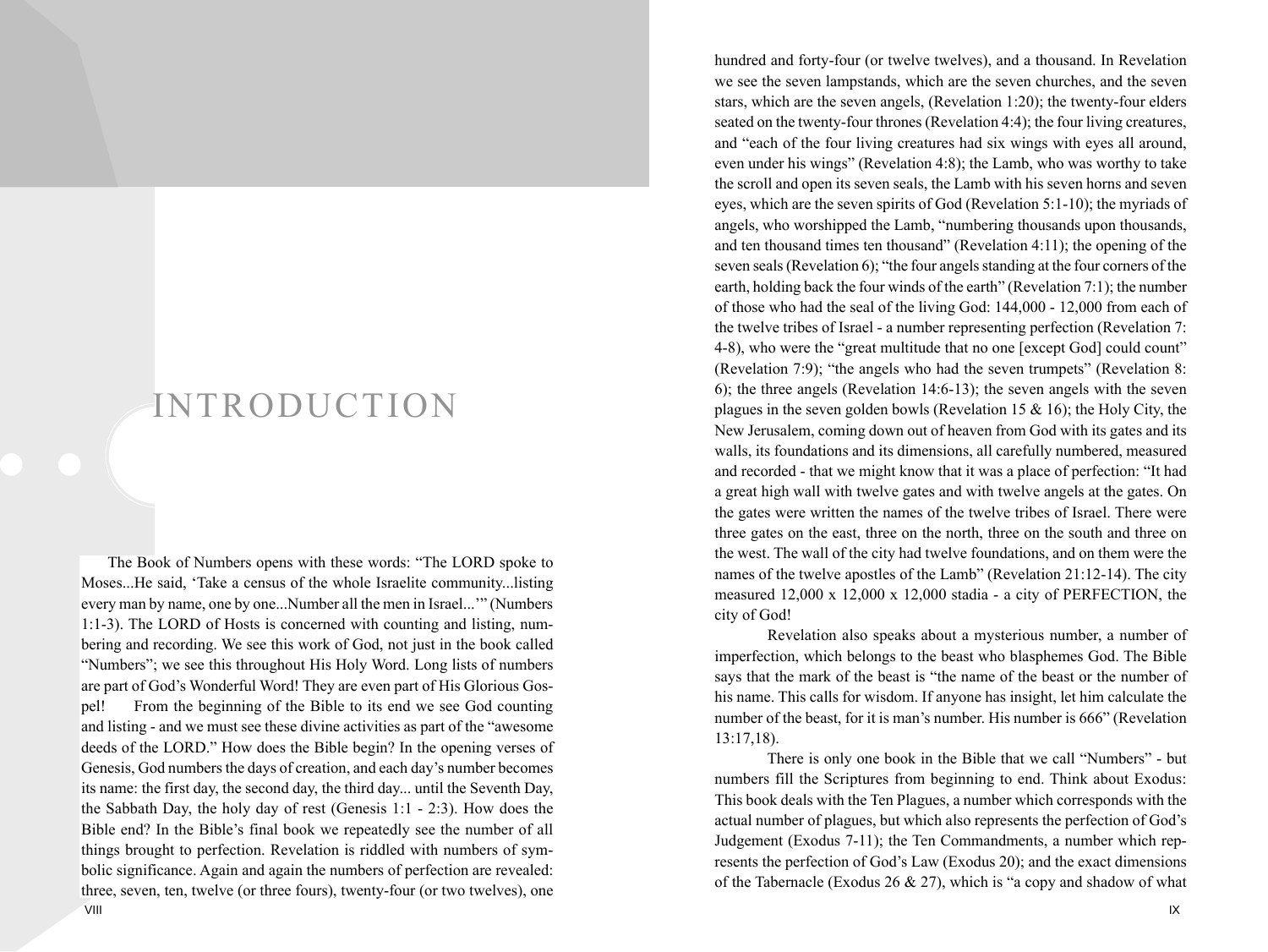# INTRODUCTION

The Book of Numbers opens with these words: "The LORD spoke to Moses...He said, 'Take a census of the whole Israelite community...listing every man by name, one by one...Number all the men in Israel...'" (Numbers 1:1-3). The LORD of Hosts is concerned with counting and listing, numbering and recording. We see this work of God, not just in the book called "Numbers"; we see this throughout His Holy Word. Long lists of numbers are part of God's Wonderful Word! They are even part of His Glorious Gospel! From the beginning of the Bible to its end we see God counting and listing - and we must see these divine activities as part of the "awesome deeds of the LORD." How does the Bible begin? In the opening verses of Genesis, God numbers the days of creation, and each day's number becomes its name: the first day, the second day, the third day... until the Seventh Day, the Sabbath Day, the holy day of rest (Genesis 1:1 - 2:3). How does the Bible end? In the Bible's final book we repeatedly see the number of all things brought to perfection. Revelation is riddled with numbers of symbolic significance. Again and again the numbers of perfection are revealed: three, seven, ten, twelve (or three fours), twenty-four (or two twelves), one hundred and forty-four (or twelve twelves), and a thousand. In Revelation we see the seven lampstands, which are the seven churches, and the seven stars, which are the seven angels, (Revelation 1:20); the twenty-four elders seated on the twenty-four thrones (Revelation 4:4); the four living creatures, and "each of the four living creatures had six wings with eyes all around, even under his wings" (Revelation 4:8); the Lamb, who was worthy to take the scroll and open its seven seals, the Lamb with his seven horns and seven eyes, which are the seven spirits of God (Revelation 5:1-10); the myriads of angels, who worshipped the Lamb, "numbering thousands upon thousands, and ten thousand times ten thousand" (Revelation 4:11); the opening of the seven seals (Revelation 6); "the four angels standing at the four corners of the earth, holding back the four winds of the earth" (Revelation 7:1); the number of those who had the seal of the living God: 144,000 - 12,000 from each of the twelve tribes of Israel - a number representing perfection (Revelation 7: 4-8), who were the "great multitude that no one [except God] could count" (Revelation 7:9); "the angels who had the seven trumpets" (Revelation 8: 6); the three angels (Revelation 14:6-13); the seven angels with the seven plagues in the seven golden bowls (Revelation 15 & 16); the Holy City, the New Jerusalem, coming down out of heaven from God with its gates and its walls, its foundations and its dimensions, all carefully numbered, measured and recorded - that we might know that it was a place of perfection: "It had a great high wall with twelve gates and with twelve angels at the gates. On the gates were written the names of the twelve tribes of Israel. There were three gates on the east, three on the north, three on the south and three on the west. The wall of the city had twelve foundations, and on them were the names of the twelve apostles of the Lamb" (Revelation 21:12-14). The city measured 12,000 x 12,000 x 12,000 stadia - a city of PERFECTION, the city of God!

Revelation also speaks about a mysterious number, a number of imperfection, which belongs to the beast who blasphemes God. The Bible says that the mark of the beast is "the name of the beast or the number of his name. This calls for wisdom. If anyone has insight, let him calculate the number of the beast, for it is man's number. His number is 666" (Revelation 13:17,18).

There is only one book in the Bible that we call "Numbers" - but numbers fill the Scriptures from beginning to end. Think about Exodus: This book deals with the Ten Plagues, a number which corresponds with the actual number of plagues, but which also represents the perfection of God's Judgement (Exodus 7-11); the Ten Commandments, a number which represents the perfection of God's Law (Exodus 20); and the exact dimensions of the Tabernacle (Exodus 26 & 27), which is "a copy and shadow of what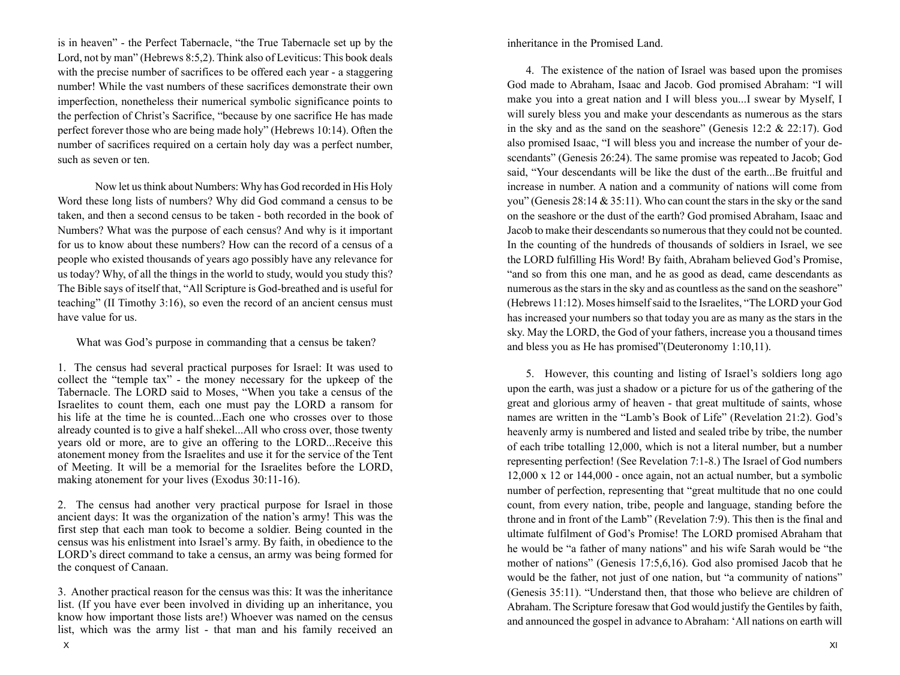is in heaven" - the Perfect Tabernacle, "the True Tabernacle set up by the Lord, not by man" (Hebrews 8:5,2). Think also of Leviticus: This book deals with the precise number of sacrifices to be offered each year - a staggering number! While the vast numbers of these sacrifices demonstrate their own imperfection, nonetheless their numerical symbolic significance points to the perfection of Christ's Sacrifice, "because by one sacrifice He has made perfect forever those who are being made holy" (Hebrews 10:14). Often the number of sacrifices required on a certain holy day was a perfect number, such as seven or ten.

Now let us think about Numbers: Why has God recorded in His Holy Word these long lists of numbers? Why did God command a census to be taken, and then a second census to be taken - both recorded in the book of Numbers? What was the purpose of each census? And why is it important for us to know about these numbers? How can the record of a census of a people who existed thousands of years ago possibly have any relevance for us today? Why, of all the things in the world to study, would you study this? The Bible says of itself that, "All Scripture is God-breathed and is useful for teaching" (II Timothy 3:16), so even the record of an ancient census must have value for us.

What was God's purpose in commanding that a census be taken?

1. The census had several practical purposes for Israel: It was used to collect the "temple tax" - the money necessary for the upkeep of the Tabernacle. The LORD said to Moses, "When you take a census of the Israelites to count them, each one must pay the LORD a ransom for his life at the time he is counted...Each one who crosses over to those already counted is to give a half shekel...All who cross over, those twenty years old or more, are to give an offering to the LORD...Receive this atonement money from the Israelites and use it for the service of the Tent of Meeting. It will be a memorial for the Israelites before the LORD, making atonement for your lives (Exodus 30:11-16).

2. The census had another very practical purpose for Israel in those ancient days: It was the organization of the nation's army! This was the first step that each man took to become a soldier. Being counted in the census was his enlistment into Israel's army. By faith, in obedience to the LORD's direct command to take a census, an army was being formed for the conquest of Canaan.

3. Another practical reason for the census was this: It was the inheritance list. (If you have ever been involved in dividing up an inheritance, you know how important those lists are!) Whoever was named on the census list, which was the army list - that man and his family received an inheritance in the Promised Land.

4. The existence of the nation of Israel was based upon the promises God made to Abraham, Isaac and Jacob. God promised Abraham: "I will make you into a great nation and I will bless you...I swear by Myself, I will surely bless you and make your descendants as numerous as the stars in the sky and as the sand on the seashore" (Genesis 12:2 & 22:17). God also promised Isaac, "I will bless you and increase the number of your descendants" (Genesis 26:24). The same promise was repeated to Jacob; God said, "Your descendants will be like the dust of the earth...Be fruitful and increase in number. A nation and a community of nations will come from you" (Genesis 28:14 & 35:11). Who can count the stars in the sky or the sand on the seashore or the dust of the earth? God promised Abraham, Isaac and Jacob to make their descendants so numerous that they could not be counted. In the counting of the hundreds of thousands of soldiers in Israel, we see the LORD fulfilling His Word! By faith, Abraham believed God's Promise, "and so from this one man, and he as good as dead, came descendants as numerous as the stars in the sky and as countless as the sand on the seashore" (Hebrews 11:12). Moses himself said to the Israelites, "The LORD your God has increased your numbers so that today you are as many as the stars in the sky. May the LORD, the God of your fathers, increase you a thousand times and bless you as He has promised"(Deuteronomy 1:10,11).

5. However, this counting and listing of Israel's soldiers long ago upon the earth, was just a shadow or a picture for us of the gathering of the great and glorious army of heaven - that great multitude of saints, whose names are written in the "Lamb's Book of Life" (Revelation 21:2). God's heavenly army is numbered and listed and sealed tribe by tribe, the number of each tribe totalling 12,000, which is not a literal number, but a number representing perfection! (See Revelation 7:1-8.) The Israel of God numbers 12,000 x 12 or 144,000 - once again, not an actual number, but a symbolic number of perfection, representing that "great multitude that no one could count, from every nation, tribe, people and language, standing before the throne and in front of the Lamb" (Revelation 7:9). This then is the final and ultimate fulfilment of God's Promise! The LORD promised Abraham that he would be "a father of many nations" and his wife Sarah would be "the mother of nations" (Genesis 17:5,6,16). God also promised Jacob that he would be the father, not just of one nation, but "a community of nations" (Genesis 35:11). "Understand then, that those who believe are children of Abraham. The Scripture foresaw that God would justify the Gentiles by faith, and announced the gospel in advance to Abraham: 'All nations on earth will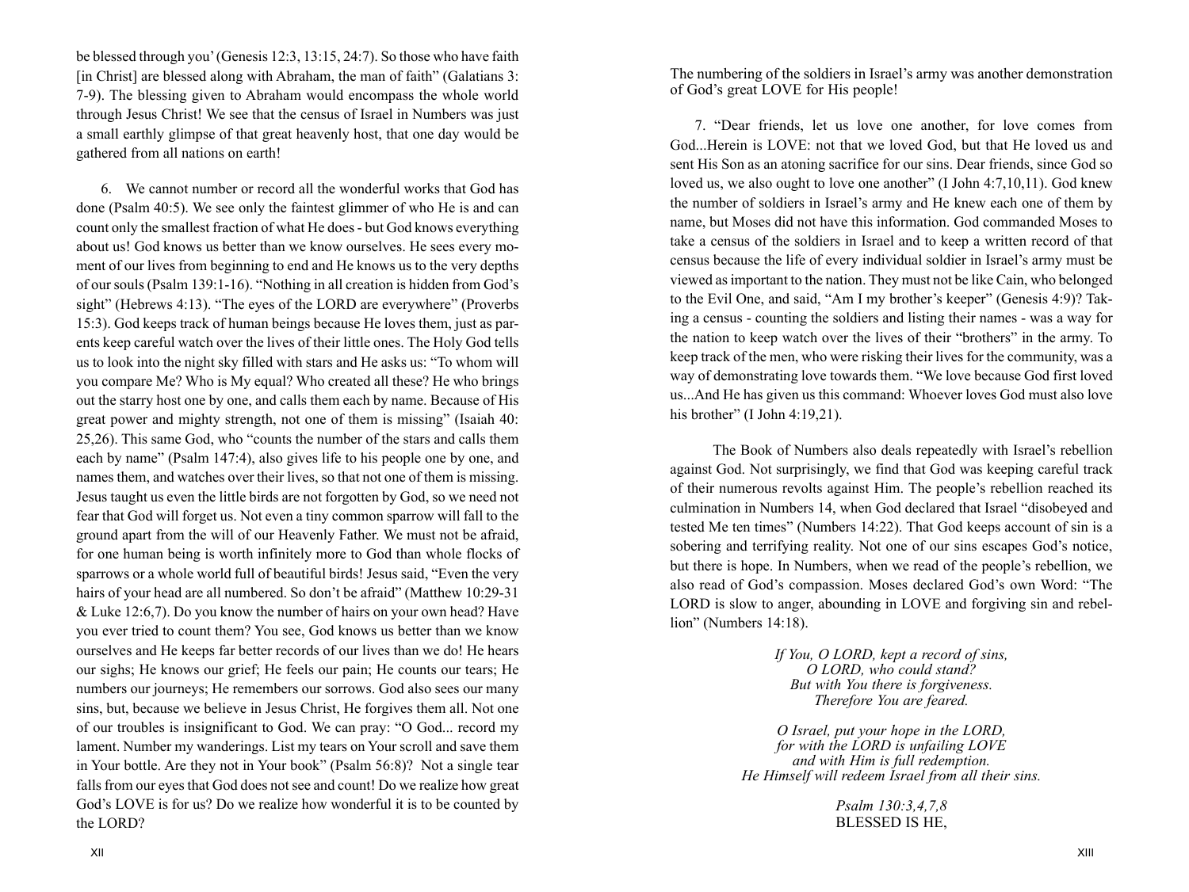be blessed through you' (Genesis 12:3, 13:15, 24:7). So those who have faith [in Christ] are blessed along with Abraham, the man of faith" (Galatians 3: 7-9). The blessing given to Abraham would encompass the whole world through Jesus Christ! We see that the census of Israel in Numbers was just a small earthly glimpse of that great heavenly host, that one day would be gathered from all nations on earth!

6. We cannot number or record all the wonderful works that God has done (Psalm 40:5). We see only the faintest glimmer of who He is and can count only the smallest fraction of what He does - but God knows everything about us! God knows us better than we know ourselves. He sees every moment of our lives from beginning to end and He knows us to the very depths of our souls (Psalm 139:1-16). "Nothing in all creation is hidden from God's sight" (Hebrews 4:13). "The eyes of the LORD are everywhere" (Proverbs 15:3). God keeps track of human beings because He loves them, just as parents keep careful watch over the lives of their little ones. The Holy God tells us to look into the night sky filled with stars and He asks us: "To whom will you compare Me? Who is My equal? Who created all these? He who brings out the starry host one by one, and calls them each by name. Because of His great power and mighty strength, not one of them is missing" (Isaiah 40: 25,26). This same God, who "counts the number of the stars and calls them each by name" (Psalm 147:4), also gives life to his people one by one, and names them, and watches over their lives, so that not one of them is missing. Jesus taught us even the little birds are not forgotten by God, so we need not fear that God will forget us. Not even a tiny common sparrow will fall to the ground apart from the will of our Heavenly Father. We must not be afraid, for one human being is worth infinitely more to God than whole flocks of sparrows or a whole world full of beautiful birds! Jesus said, "Even the very hairs of your head are all numbered. So don't be afraid" (Matthew 10:29-31 & Luke 12:6,7). Do you know the number of hairs on your own head? Have you ever tried to count them? You see, God knows us better than we know ourselves and He keeps far better records of our lives than we do! He hears our sighs; He knows our grief; He feels our pain; He counts our tears; He numbers our journeys; He remembers our sorrows. God also sees our many sins, but, because we believe in Jesus Christ, He forgives them all. Not one of our troubles is insignificant to God. We can pray: "O God... record my lament. Number my wanderings. List my tears on Your scroll and save them in Your bottle. Are they not in Your book" (Psalm 56:8)? Not a single tear falls from our eyes that God does not see and count! Do we realize how great God's LOVE is for us? Do we realize how wonderful it is to be counted by the LORD?

The numbering of the soldiers in Israel's army was another demonstration of God's great LOVE for His people!

7. "Dear friends, let us love one another, for love comes from God...Herein is LOVE: not that we loved God, but that He loved us and sent His Son as an atoning sacrifice for our sins. Dear friends, since God so loved us, we also ought to love one another" (I John 4:7,10,11). God knew the number of soldiers in Israel's army and He knew each one of them by name, but Moses did not have this information. God commanded Moses to take a census of the soldiers in Israel and to keep a written record of that census because the life of every individual soldier in Israel's army must be viewed as important to the nation. They must not be like Cain, who belonged to the Evil One, and said, "Am I my brother's keeper" (Genesis 4:9)? Taking a census - counting the soldiers and listing their names - was a way for the nation to keep watch over the lives of their "brothers" in the army. To keep track of the men, who were risking their lives for the community, was a way of demonstrating love towards them. "We love because God first loved us...And He has given us this command: Whoever loves God must also love his brother" (I John 4:19,21).

The Book of Numbers also deals repeatedly with Israel's rebellion against God. Not surprisingly, we find that God was keeping careful track of their numerous revolts against Him. The people's rebellion reached its culmination in Numbers 14, when God declared that Israel "disobeyed and tested Me ten times" (Numbers 14:22). That God keeps account of sin is a sobering and terrifying reality. Not one of our sins escapes God's notice, but there is hope. In Numbers, when we read of the people's rebellion, we also read of God's compassion. Moses declared God's own Word: "The LORD is slow to anger, abounding in LOVE and forgiving sin and rebellion" (Numbers 14:18).

*If You, O LORD, kept a record of sins,*
*O LORD, who could stand?*
*But with You there is forgiveness.*
*Therefore You are feared.*

*O Israel, put your hope in the LORD,*
*for with the LORD is unfailing LOVE*
*and with Him is full redemption.*
*He Himself will redeem Israel from all their sins.*

*Psalm 130:3,4,7,8*
BLESSED IS HE,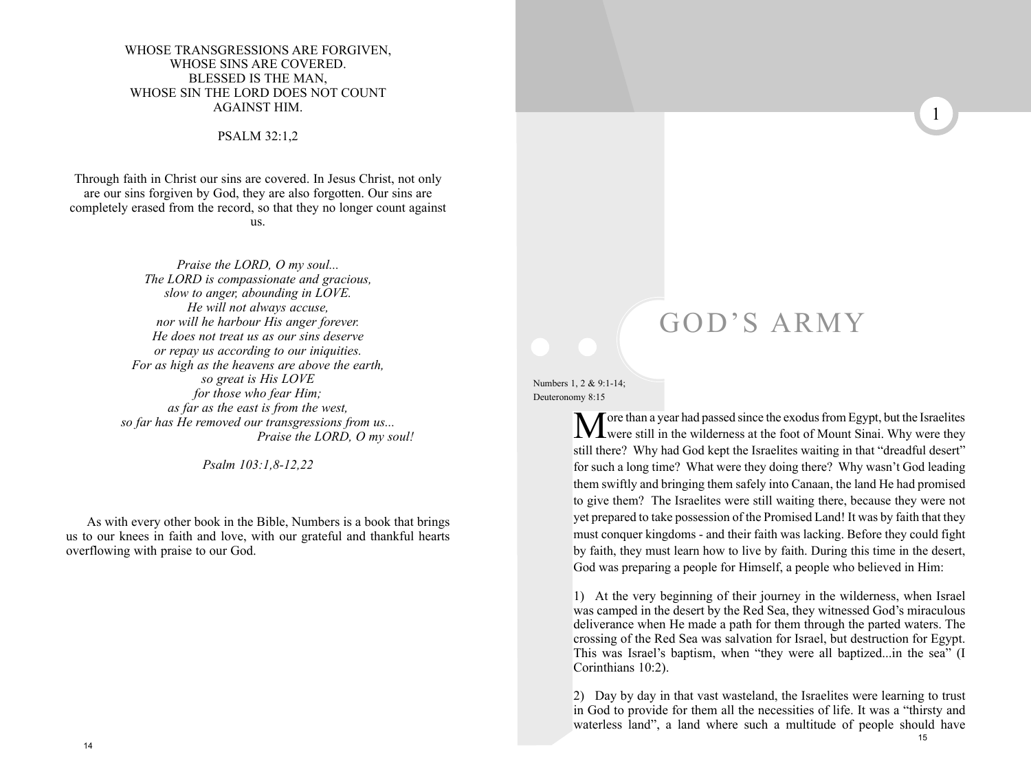WHOSE TRANSGRESSIONS ARE FORGIVEN,
WHOSE SINS ARE COVERED.
BLESSED IS THE MAN,
WHOSE SIN THE LORD DOES NOT COUNT
AGAINST HIM.

PSALM 32:1,2

Through faith in Christ our sins are covered. In Jesus Christ, not only are our sins forgiven by God, they are also forgotten. Our sins are completely erased from the record, so that they no longer count against us.

*Praise the LORD, O my soul...*
*The LORD is compassionate and gracious,*
*slow to anger, abounding in LOVE.*
*He will not always accuse,*
*nor will he harbour His anger forever.*
*He does not treat us as our sins deserve*
*or repay us according to our iniquities.*
*For as high as the heavens are above the earth,*
*so great is His LOVE*
*for those who fear Him;*
*as far as the east is from the west,*
*so far has He removed our transgressions from us...*
*Praise the LORD, O my soul!*

*Psalm 103:1,8-12,22*

As with every other book in the Bible, Numbers is a book that brings us to our knees in faith and love, with our grateful and thankful hearts overflowing with praise to our God.

# 1 GOD'S ARMY

Numbers 1, 2 & 9:1-14;
Deuteronomy 8:15

More than a year had passed since the exodus from Egypt, but the Israelites were still in the wilderness at the foot of Mount Sinai. Why were they still there? Why had God kept the Israelites waiting in that "dreadful desert" for such a long time? What were they doing there? Why wasn't God leading them swiftly and bringing them safely into Canaan, the land He had promised to give them? The Israelites were still waiting there, because they were not yet prepared to take possession of the Promised Land! It was by faith that they must conquer kingdoms - and their faith was lacking. Before they could fight by faith, they must learn how to live by faith. During this time in the desert, God was preparing a people for Himself, a people who believed in Him:

1) At the very beginning of their journey in the wilderness, when Israel was camped in the desert by the Red Sea, they witnessed God's miraculous deliverance when He made a path for them through the parted waters. The crossing of the Red Sea was salvation for Israel, but destruction for Egypt. This was Israel's baptism, when "they were all baptized...in the sea" (I Corinthians 10:2).

2) Day by day in that vast wasteland, the Israelites were learning to trust in God to provide for them all the necessities of life. It was a "thirsty and waterless land", a land where such a multitude of people should have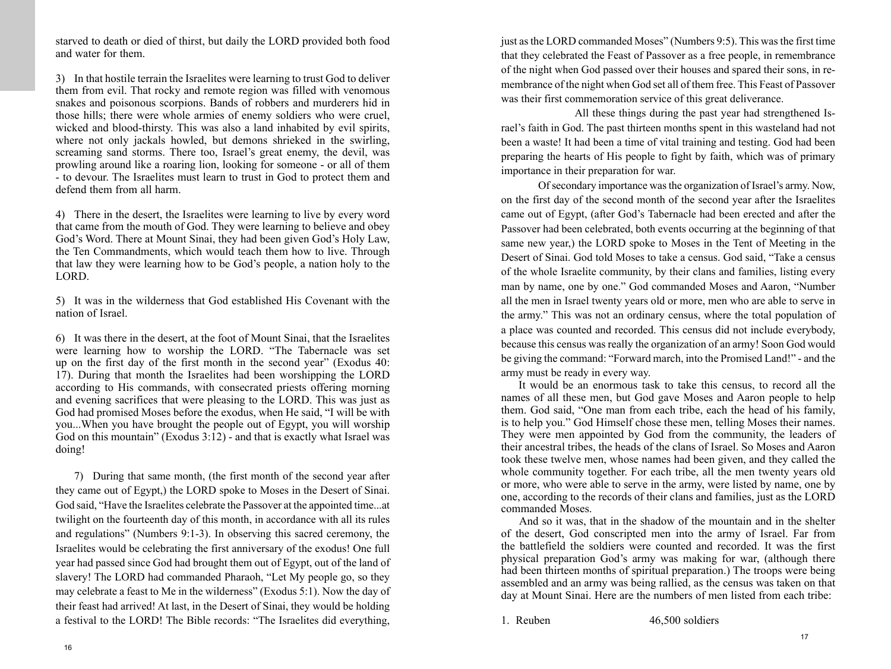starved to death or died of thirst, but daily the LORD provided both food and water for them.

3) In that hostile terrain the Israelites were learning to trust God to deliver them from evil. That rocky and remote region was filled with venomous snakes and poisonous scorpions. Bands of robbers and murderers hid in those hills; there were whole armies of enemy soldiers who were cruel, wicked and blood-thirsty. This was also a land inhabited by evil spirits, where not only jackals howled, but demons shrieked in the swirling, screaming sand storms. There too, Israel's great enemy, the devil, was prowling around like a roaring lion, looking for someone - or all of them - to devour. The Israelites must learn to trust in God to protect them and defend them from all harm.

4) There in the desert, the Israelites were learning to live by every word that came from the mouth of God. They were learning to believe and obey God's Word. There at Mount Sinai, they had been given God's Holy Law, the Ten Commandments, which would teach them how to live. Through that law they were learning how to be God's people, a nation holy to the LORD.

5) It was in the wilderness that God established His Covenant with the nation of Israel.

6) It was there in the desert, at the foot of Mount Sinai, that the Israelites were learning how to worship the LORD. "The Tabernacle was set up on the first day of the first month in the second year" (Exodus 40: 17). During that month the Israelites had been worshipping the LORD according to His commands, with consecrated priests offering morning and evening sacrifices that were pleasing to the LORD. This was just as God had promised Moses before the exodus, when He said, "I will be with you...When you have brought the people out of Egypt, you will worship God on this mountain" (Exodus 3:12) - and that is exactly what Israel was doing!

7) During that same month, (the first month of the second year after they came out of Egypt,) the LORD spoke to Moses in the Desert of Sinai. God said, "Have the Israelites celebrate the Passover at the appointed time...at twilight on the fourteenth day of this month, in accordance with all its rules and regulations" (Numbers 9:1-3). In observing this sacred ceremony, the Israelites would be celebrating the first anniversary of the exodus! One full year had passed since God had brought them out of Egypt, out of the land of slavery! The LORD had commanded Pharaoh, "Let My people go, so they may celebrate a feast to Me in the wilderness" (Exodus 5:1). Now the day of their feast had arrived! At last, in the Desert of Sinai, they would be holding a festival to the LORD! The Bible records: "The Israelites did everything, just as the LORD commanded Moses" (Numbers 9:5). This was the first time that they celebrated the Feast of Passover as a free people, in remembrance of the night when God passed over their houses and spared their sons, in remembrance of the night when God set all of them free. This Feast of Passover was their first commemoration service of this great deliverance.

All these things during the past year had strengthened Israel's faith in God. The past thirteen months spent in this wasteland had not been a waste! It had been a time of vital training and testing. God had been preparing the hearts of His people to fight by faith, which was of primary importance in their preparation for war.

Of secondary importance was the organization of Israel's army. Now, on the first day of the second month of the second year after the Israelites came out of Egypt, (after God's Tabernacle had been erected and after the Passover had been celebrated, both events occurring at the beginning of that same new year,) the LORD spoke to Moses in the Tent of Meeting in the Desert of Sinai. God told Moses to take a census. God said, "Take a census of the whole Israelite community, by their clans and families, listing every man by name, one by one." God commanded Moses and Aaron, "Number all the men in Israel twenty years old or more, men who are able to serve in the army." This was not an ordinary census, where the total population of a place was counted and recorded. This census did not include everybody, because this census was really the organization of an army! Soon God would be giving the command: "Forward march, into the Promised Land!" - and the army must be ready in every way.

It would be an enormous task to take this census, to record all the names of all these men, but God gave Moses and Aaron people to help them. God said, "One man from each tribe, each the head of his family, is to help you." God Himself chose these men, telling Moses their names. They were men appointed by God from the community, the leaders of their ancestral tribes, the heads of the clans of Israel. So Moses and Aaron took these twelve men, whose names had been given, and they called the whole community together. For each tribe, all the men twenty years old or more, who were able to serve in the army, were listed by name, one by one, according to the records of their clans and families, just as the LORD commanded Moses.

And so it was, that in the shadow of the mountain and in the shelter of the desert, God conscripted men into the army of Israel. Far from the battlefield the soldiers were counted and recorded. It was the first physical preparation God's army was making for war, (although there had been thirteen months of spiritual preparation.) The troops were being assembled and an army was being rallied, as the census was taken on that day at Mount Sinai. Here are the numbers of men listed from each tribe:

1. Reuben 46,500 soldiers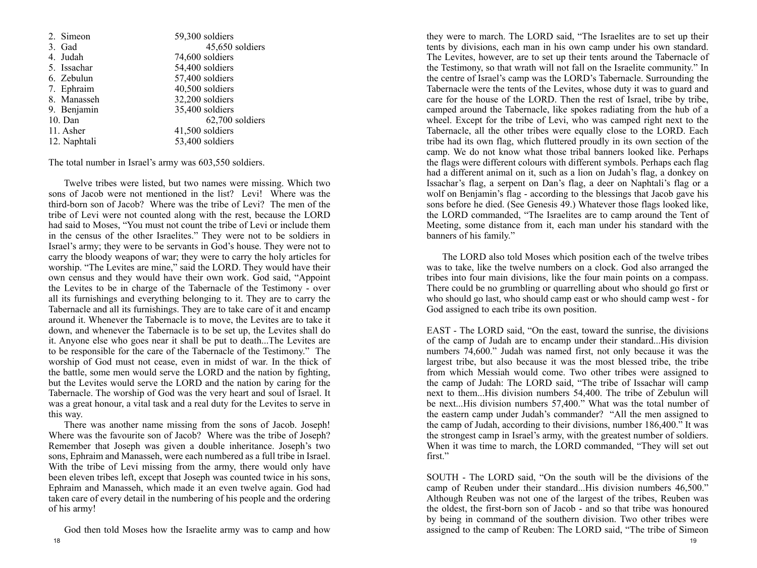| | |
|---|---|
| 2. Simeon | 59,300 soldiers |
| 3. Gad | 45,650 soldiers |
| 4. Judah | 74,600 soldiers |
| 5. Issachar | 54,400 soldiers |
| 6. Zebulun | 57,400 soldiers |
| 7. Ephraim | 40,500 soldiers |
| 8. Manasseh | 32,200 soldiers |
| 9. Benjamin | 35,400 soldiers |
| 10. Dan | 62,700 soldiers |
| 11. Asher | 41,500 soldiers |
| 12. Naphtali | 53,400 soldiers |

The total number in Israel's army was 603,550 soldiers.

Twelve tribes were listed, but two names were missing. Which two sons of Jacob were not mentioned in the list? Levi! Where was the third-born son of Jacob? Where was the tribe of Levi? The men of the tribe of Levi were not counted along with the rest, because the LORD had said to Moses, "You must not count the tribe of Levi or include them in the census of the other Israelites." They were not to be soldiers in Israel's army; they were to be servants in God's house. They were not to carry the bloody weapons of war; they were to carry the holy articles for worship. "The Levites are mine," said the LORD. They would have their own census and they would have their own work. God said, "Appoint the Levites to be in charge of the Tabernacle of the Testimony - over all its furnishings and everything belonging to it. They are to carry the Tabernacle and all its furnishings. They are to take care of it and encamp around it. Whenever the Tabernacle is to move, the Levites are to take it down, and whenever the Tabernacle is to be set up, the Levites shall do it. Anyone else who goes near it shall be put to death...The Levites are to be responsible for the care of the Tabernacle of the Testimony." The worship of God must not cease, even in midst of war. In the thick of the battle, some men would serve the LORD and the nation by fighting, but the Levites would serve the LORD and the nation by caring for the Tabernacle. The worship of God was the very heart and soul of Israel. It was a great honour, a vital task and a real duty for the Levites to serve in this way.

There was another name missing from the sons of Jacob. Joseph! Where was the favourite son of Jacob? Where was the tribe of Joseph? Remember that Joseph was given a double inheritance. Joseph's two sons, Ephraim and Manasseh, were each numbered as a full tribe in Israel. With the tribe of Levi missing from the army, there would only have been eleven tribes left, except that Joseph was counted twice in his sons, Ephraim and Manasseh, which made it an even twelve again. God had taken care of every detail in the numbering of his people and the ordering of his army!

God then told Moses how the Israelite army was to camp and how they were to march. The LORD said, "The Israelites are to set up their tents by divisions, each man in his own camp under his own standard. The Levites, however, are to set up their tents around the Tabernacle of the Testimony, so that wrath will not fall on the Israelite community." In the centre of Israel's camp was the LORD's Tabernacle. Surrounding the Tabernacle were the tents of the Levites, whose duty it was to guard and care for the house of the LORD. Then the rest of Israel, tribe by tribe, camped around the Tabernacle, like spokes radiating from the hub of a wheel. Except for the tribe of Levi, who was camped right next to the Tabernacle, all the other tribes were equally close to the LORD. Each tribe had its own flag, which fluttered proudly in its own section of the camp. We do not know what those tribal banners looked like. Perhaps the flags were different colours with different symbols. Perhaps each flag had a different animal on it, such as a lion on Judah's flag, a donkey on Issachar's flag, a serpent on Dan's flag, a deer on Naphtali's flag or a wolf on Benjamin's flag - according to the blessings that Jacob gave his sons before he died. (See Genesis 49.) Whatever those flags looked like, the LORD commanded, "The Israelites are to camp around the Tent of Meeting, some distance from it, each man under his standard with the banners of his family."

The LORD also told Moses which position each of the twelve tribes was to take, like the twelve numbers on a clock. God also arranged the tribes into four main divisions, like the four main points on a compass. There could be no grumbling or quarrelling about who should go first or who should go last, who should camp east or who should camp west - for God assigned to each tribe its own position.

EAST - The LORD said, "On the east, toward the sunrise, the divisions of the camp of Judah are to encamp under their standard...His division numbers 74,600." Judah was named first, not only because it was the largest tribe, but also because it was the most blessed tribe, the tribe from which Messiah would come. Two other tribes were assigned to the camp of Judah: The LORD said, "The tribe of Issachar will camp next to them...His division numbers 54,400. The tribe of Zebulun will be next...His division numbers 57,400." What was the total number of the eastern camp under Judah's commander? "All the men assigned to the camp of Judah, according to their divisions, number 186,400." It was the strongest camp in Israel's army, with the greatest number of soldiers. When it was time to march, the LORD commanded, "They will set out first."

SOUTH - The LORD said, "On the south will be the divisions of the camp of Reuben under their standard...His division numbers 46,500." Although Reuben was not one of the largest of the tribes, Reuben was the oldest, the first-born son of Jacob - and so that tribe was honoured by being in command of the southern division. Two other tribes were assigned to the camp of Reuben: The LORD said, "The tribe of Simeon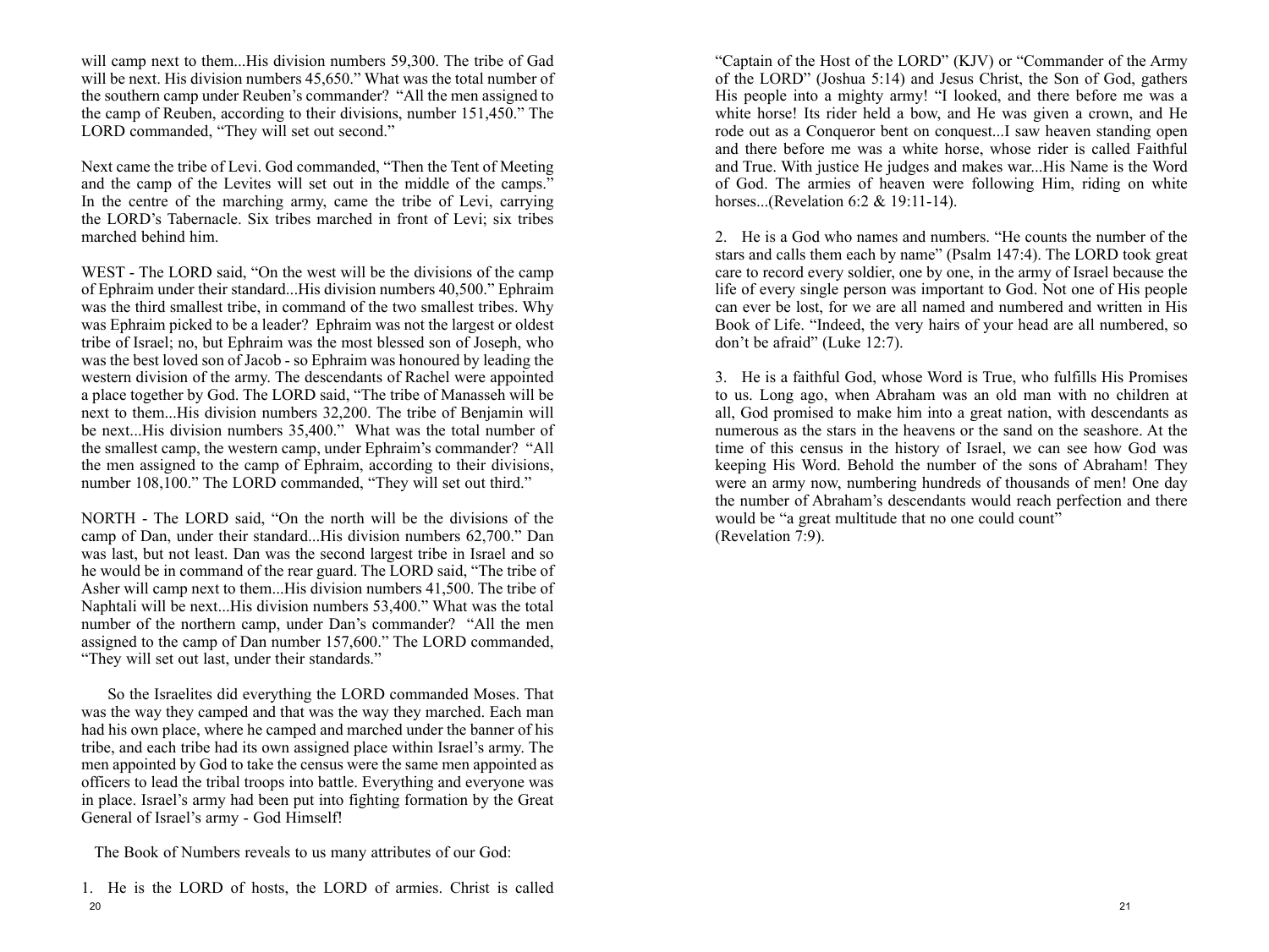will camp next to them...His division numbers 59,300. The tribe of Gad will be next. His division numbers 45,650." What was the total number of the southern camp under Reuben's commander? "All the men assigned to the camp of Reuben, according to their divisions, number 151,450." The LORD commanded, "They will set out second."

Next came the tribe of Levi. God commanded, "Then the Tent of Meeting and the camp of the Levites will set out in the middle of the camps." In the centre of the marching army, came the tribe of Levi, carrying the LORD's Tabernacle. Six tribes marched in front of Levi; six tribes marched behind him.

WEST - The LORD said, "On the west will be the divisions of the camp of Ephraim under their standard...His division numbers 40,500." Ephraim was the third smallest tribe, in command of the two smallest tribes. Why was Ephraim picked to be a leader? Ephraim was not the largest or oldest tribe of Israel; no, but Ephraim was the most blessed son of Joseph, who was the best loved son of Jacob - so Ephraim was honoured by leading the western division of the army. The descendants of Rachel were appointed a place together by God. The LORD said, "The tribe of Manasseh will be next to them...His division numbers 32,200. The tribe of Benjamin will be next...His division numbers 35,400." What was the total number of the smallest camp, the western camp, under Ephraim's commander? "All the men assigned to the camp of Ephraim, according to their divisions, number 108,100." The LORD commanded, "They will set out third."

NORTH - The LORD said, "On the north will be the divisions of the camp of Dan, under their standard...His division numbers 62,700." Dan was last, but not least. Dan was the second largest tribe in Israel and so he would be in command of the rear guard. The LORD said, "The tribe of Asher will camp next to them...His division numbers 41,500. The tribe of Naphtali will be next...His division numbers 53,400." What was the total number of the northern camp, under Dan's commander? "All the men assigned to the camp of Dan number 157,600." The LORD commanded, "They will set out last, under their standards."

So the Israelites did everything the LORD commanded Moses. That was the way they camped and that was the way they marched. Each man had his own place, where he camped and marched under the banner of his tribe, and each tribe had its own assigned place within Israel's army. The men appointed by God to take the census were the same men appointed as officers to lead the tribal troops into battle. Everything and everyone was in place. Israel's army had been put into fighting formation by the Great General of Israel's army - God Himself!

The Book of Numbers reveals to us many attributes of our God:

1. He is the LORD of hosts, the LORD of armies. Christ is called "Captain of the Host of the LORD" (KJV) or "Commander of the Army of the LORD" (Joshua 5:14) and Jesus Christ, the Son of God, gathers His people into a mighty army! "I looked, and there before me was a white horse! Its rider held a bow, and He was given a crown, and He rode out as a Conqueror bent on conquest...I saw heaven standing open and there before me was a white horse, whose rider is called Faithful and True. With justice He judges and makes war...His Name is the Word of God. The armies of heaven were following Him, riding on white horses...(Revelation 6:2 & 19:11-14).

2. He is a God who names and numbers. "He counts the number of the stars and calls them each by name" (Psalm 147:4). The LORD took great care to record every soldier, one by one, in the army of Israel because the life of every single person was important to God. Not one of His people can ever be lost, for we are all named and numbered and written in His Book of Life. "Indeed, the very hairs of your head are all numbered, so don't be afraid" (Luke 12:7).

3. He is a faithful God, whose Word is True, who fulfills His Promises to us. Long ago, when Abraham was an old man with no children at all, God promised to make him into a great nation, with descendants as numerous as the stars in the heavens or the sand on the seashore. At the time of this census in the history of Israel, we can see how God was keeping His Word. Behold the number of the sons of Abraham! They were an army now, numbering hundreds of thousands of men! One day the number of Abraham's descendants would reach perfection and there would be "a great multitude that no one could count" (Revelation 7:9).